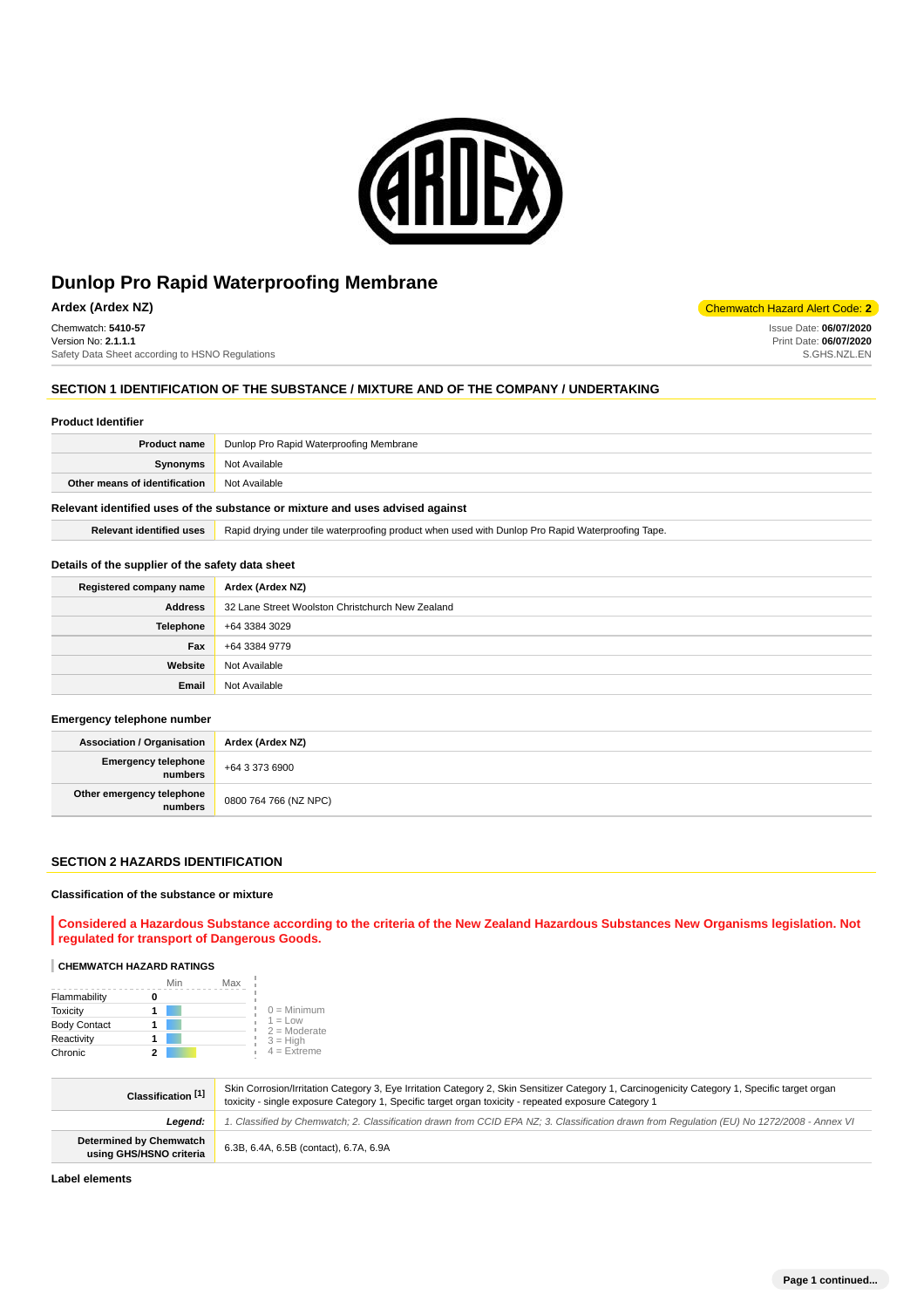# Dunlop Pro Rapid Waterproofing Membrane

**Ardex (Ardex NZ)**

Chemwatch Hazard Alert Code: **2**

Chemwatch: **5410-57**
Version No: **2.1.1.1**
Safety Data Sheet according to HSNO Regulations

Issue Date: **06/07/2020**
Print Date: **06/07/2020**
S.GHS.NZL.EN

## SECTION 1 IDENTIFICATION OF THE SUBSTANCE / MIXTURE AND OF THE COMPANY / UNDERTAKING

### Product Identifier

| | |
|---|---|
| **Product name** | Dunlop Pro Rapid Waterproofing Membrane |
| **Synonyms** | Not Available |
| **Other means of identification** | Not Available |

### Relevant identified uses of the substance or mixture and uses advised against

| | |
|---|---|
| **Relevant identified uses** | Rapid drying under tile waterproofing product when used with Dunlop Pro Rapid Waterproofing Tape. |

### Details of the supplier of the safety data sheet

| | |
|---|---|
| **Registered company name** | Ardex (Ardex NZ) |
| **Address** | 32 Lane Street Woolston Christchurch New Zealand |
| **Telephone** | +64 3384 3029 |
| **Fax** | +64 3384 9779 |
| **Website** | Not Available |
| **Email** | Not Available |

### Emergency telephone number

| | |
|---|---|
| **Association / Organisation** | Ardex (Ardex NZ) |
| **Emergency telephone numbers** | +64 3 373 6900 |
| **Other emergency telephone numbers** | 0800 764 766 (NZ NPC) |

## SECTION 2 HAZARDS IDENTIFICATION

### Classification of the substance or mixture

**Considered a Hazardous Substance according to the criteria of the New Zealand Hazardous Substances New Organisms legislation. Not regulated for transport of Dangerous Goods.**

**CHEMWATCH HAZARD RATINGS**

| | Rating |
|---|---|
| Flammability | 0 |
| Toxicity | 1 |
| Body Contact | 1 |
| Reactivity | 1 |
| Chronic | 2 |

0 = Minimum
1 = Low
2 = Moderate
3 = High
4 = Extreme

| | |
|---|---|
| **Classification [1]** | Skin Corrosion/Irritation Category 3, Eye Irritation Category 2, Skin Sensitizer Category 1, Carcinogenicity Category 1, Specific target organ toxicity - single exposure Category 1, Specific target organ toxicity - repeated exposure Category 1 |
| ***Legend:*** | *1. Classified by Chemwatch; 2. Classification drawn from CCID EPA NZ; 3. Classification drawn from Regulation (EU) No 1272/2008 - Annex VI* |
| **Determined by Chemwatch using GHS/HSNO criteria** | 6.3B, 6.4A, 6.5B (contact), 6.7A, 6.9A |

### Label elements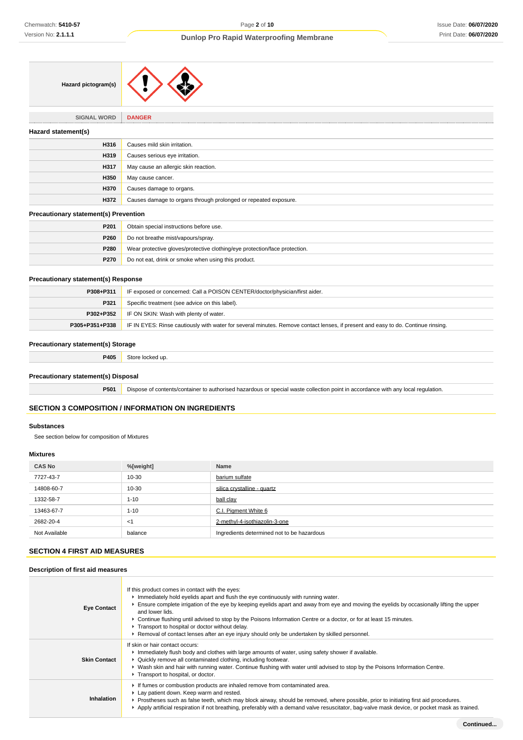| Hazard pictogram(s) | |
|---|---|
| SIGNAL WORD | DANGER |

### Hazard statement(s)

| | |
|---|---|
| H316 | Causes mild skin irritation. |
| H319 | Causes serious eye irritation. |
| H317 | May cause an allergic skin reaction. |
| H350 | May cause cancer. |
| H370 | Causes damage to organs. |
| H372 | Causes damage to organs through prolonged or repeated exposure. |

### Precautionary statement(s) Prevention

| | |
|---|---|
| P201 | Obtain special instructions before use. |
| P260 | Do not breathe mist/vapours/spray. |
| P280 | Wear protective gloves/protective clothing/eye protection/face protection. |
| P270 | Do not eat, drink or smoke when using this product. |

### Precautionary statement(s) Response

| | |
|---|---|
| P308+P311 | IF exposed or concerned: Call a POISON CENTER/doctor/physician/first aider. |
| P321 | Specific treatment (see advice on this label). |
| P302+P352 | IF ON SKIN: Wash with plenty of water. |
| P305+P351+P338 | IF IN EYES: Rinse cautiously with water for several minutes. Remove contact lenses, if present and easy to do. Continue rinsing. |

### Precautionary statement(s) Storage

| | |
|---|---|
| P405 | Store locked up. |

### Precautionary statement(s) Disposal

| | |
|---|---|
| P501 | Dispose of contents/container to authorised hazardous or special waste collection point in accordance with any local regulation. |

## SECTION 3 COMPOSITION / INFORMATION ON INGREDIENTS

### Substances

See section below for composition of Mixtures

### Mixtures

| CAS No | %[weight] | Name |
|---|---|---|
| 7727-43-7 | 10-30 | barium sulfate |
| 14808-60-7 | 10-30 | silica crystalline - quartz |
| 1332-58-7 | 1-10 | ball clay |
| 13463-67-7 | 1-10 | C.I. Pigment White 6 |
| 2682-20-4 | <1 | 2-methyl-4-isothiazolin-3-one |
| Not Available | balance | Ingredients determined not to be hazardous |

## SECTION 4 FIRST AID MEASURES

### Description of first aid measures

| | |
|---|---|
| Eye Contact | If this product comes in contact with the eyes:<br>▸ Immediately hold eyelids apart and flush the eye continuously with running water.<br>▸ Ensure complete irrigation of the eye by keeping eyelids apart and away from eye and moving the eyelids by occasionally lifting the upper and lower lids.<br>▸ Continue flushing until advised to stop by the Poisons Information Centre or a doctor, or for at least 15 minutes.<br>▸ Transport to hospital or doctor without delay.<br>▸ Removal of contact lenses after an eye injury should only be undertaken by skilled personnel. |
| Skin Contact | If skin or hair contact occurs:<br>▸ Immediately flush body and clothes with large amounts of water, using safety shower if available.<br>▸ Quickly remove all contaminated clothing, including footwear.<br>▸ Wash skin and hair with running water. Continue flushing with water until advised to stop by the Poisons Information Centre.<br>▸ Transport to hospital, or doctor. |
| Inhalation | ▸ If fumes or combustion products are inhaled remove from contaminated area.<br>▸ Lay patient down. Keep warm and rested.<br>▸ Prostheses such as false teeth, which may block airway, should be removed, where possible, prior to initiating first aid procedures.<br>▸ Apply artificial respiration if not breathing, preferably with a demand valve resuscitator, bag-valve mask device, or pocket mask as trained. |

Continued...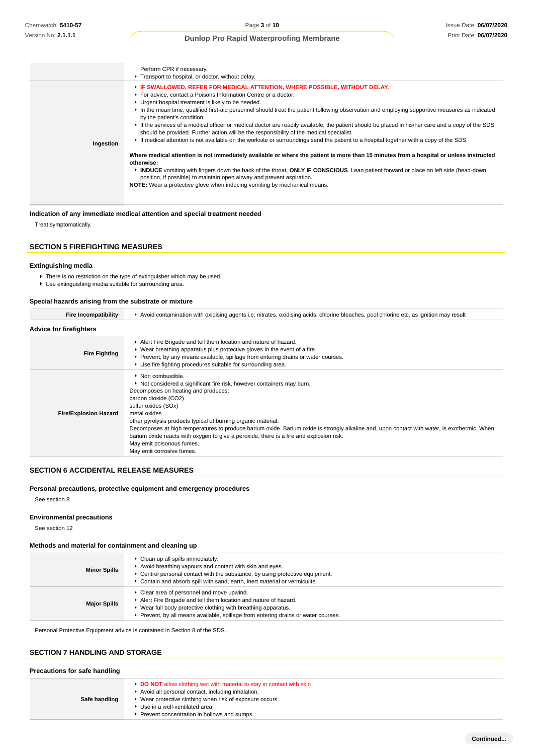| | |
|---|---|
| | Perform CPR if necessary.<br>▸ Transport to hospital, or doctor, without delay. |
| **Ingestion** | ▸ **IF SWALLOWED, REFER FOR MEDICAL ATTENTION, WHERE POSSIBLE, WITHOUT DELAY.**<br>▸ For advice, contact a Poisons Information Centre or a doctor.<br>▸ Urgent hospital treatment is likely to be needed.<br>▸ In the mean time, qualified first-aid personnel should treat the patient following observation and employing supportive measures as indicated by the patient's condition.<br>▸ If the services of a medical officer or medical doctor are readily available, the patient should be placed in his/her care and a copy of the SDS should be provided. Further action will be the responsibility of the medical specialist.<br>▸ If medical attention is not available on the worksite or surroundings send the patient to a hospital together with a copy of the SDS.<br><br>**Where medical attention is not immediately available or where the patient is more than 15 minutes from a hospital or unless instructed otherwise:**<br>▸ **INDUCE** vomiting with fingers down the back of the throat, **ONLY IF CONSCIOUS**. Lean patient forward or place on left side (head-down position, if possible) to maintain open airway and prevent aspiration.<br>**NOTE:** Wear a protective glove when inducing vomiting by mechanical means. |

### Indication of any immediate medical attention and special treatment needed

Treat symptomatically.

## SECTION 5 FIREFIGHTING MEASURES

### Extinguishing media

- There is no restriction on the type of extinguisher which may be used.
- Use extinguishing media suitable for surrounding area.

### Special hazards arising from the substrate or mixture

| | |
|---|---|
| **Fire Incompatibility** | ▸ Avoid contamination with oxidising agents i.e. nitrates, oxidising acids, chlorine bleaches, pool chlorine etc. as ignition may result |

### Advice for firefighters

| | |
|---|---|
| **Fire Fighting** | ▸ Alert Fire Brigade and tell them location and nature of hazard.<br>▸ Wear breathing apparatus plus protective gloves in the event of a fire.<br>▸ Prevent, by any means available, spillage from entering drains or water courses.<br>▸ Use fire fighting procedures suitable for surrounding area. |
| **Fire/Explosion Hazard** | ▸ Non combustible.<br>▸ Not considered a significant fire risk, however containers may burn.<br>Decomposes on heating and produces:<br>carbon dioxide ($CO_2$)<br>sulfur oxides (SOx)<br>metal oxides<br>other pyrolysis products typical of burning organic material.<br>Decomposes at high temperatures to produce barium oxide. Barium oxide is strongly alkaline and, upon contact with water, is exothermic. When barium oxide reacts with oxygen to give a peroxide, there is a fire and explosion risk.<br>May emit poisonous fumes.<br>May emit corrosive fumes. |

## SECTION 6 ACCIDENTAL RELEASE MEASURES

### Personal precautions, protective equipment and emergency procedures

See section 8

### Environmental precautions

See section 12

### Methods and material for containment and cleaning up

| | |
|---|---|
| **Minor Spills** | ▸ Clean up all spills immediately.<br>▸ Avoid breathing vapours and contact with skin and eyes.<br>▸ Control personal contact with the substance, by using protective equipment.<br>▸ Contain and absorb spill with sand, earth, inert material or vermiculite. |
| **Major Spills** | ▸ Clear area of personnel and move upwind.<br>▸ Alert Fire Brigade and tell them location and nature of hazard.<br>▸ Wear full body protective clothing with breathing apparatus.<br>▸ Prevent, by all means available, spillage from entering drains or water courses. |

Personal Protective Equipment advice is contained in Section 8 of the SDS.

## SECTION 7 HANDLING AND STORAGE

### Precautions for safe handling

| | |
|---|---|
| **Safe handling** | ▸ **DO NOT** allow clothing wet with material to stay in contact with skin<br>▸ Avoid all personal contact, including inhalation.<br>▸ Wear protective clothing when risk of exposure occurs.<br>▸ Use in a well-ventilated area.<br>▸ Prevent concentration in hollows and sumps. |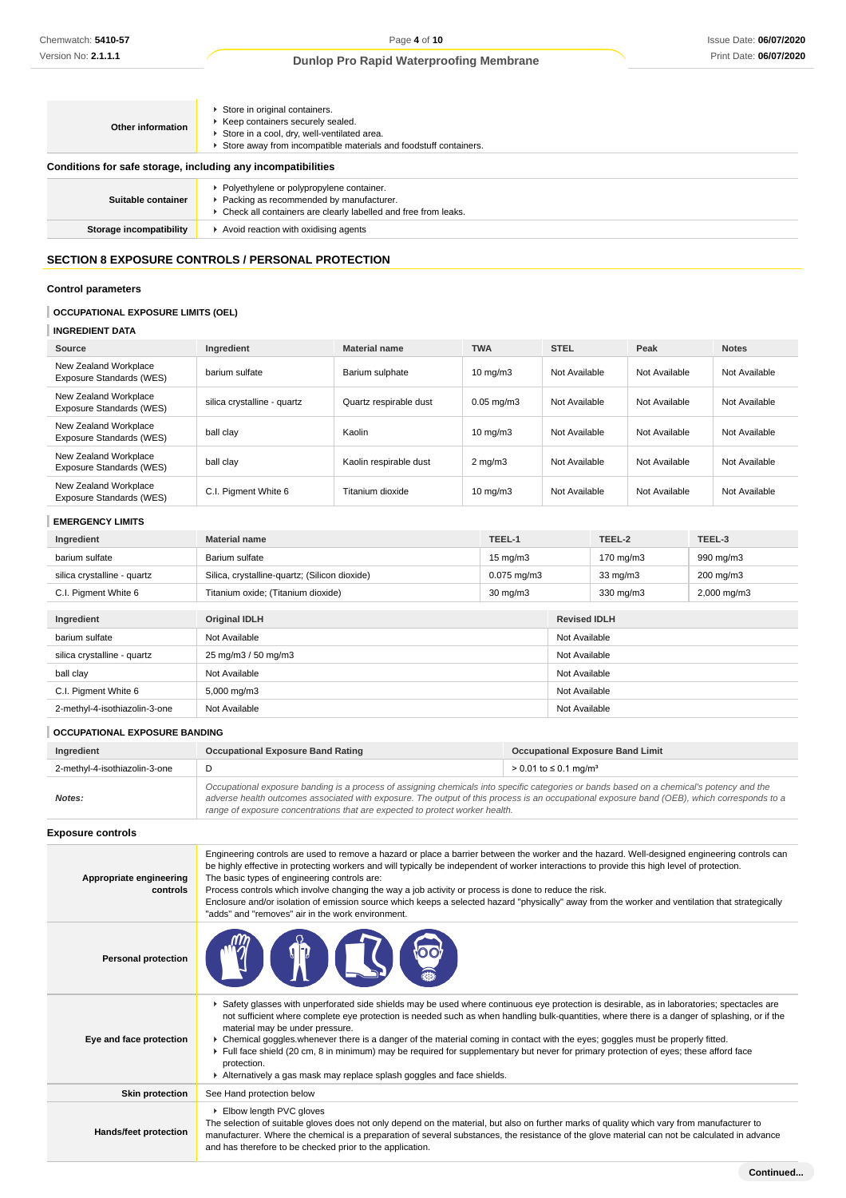| | |
|---|---|
| **Other information** | ▸ Store in original containers.<br>▸ Keep containers securely sealed.<br>▸ Store in a cool, dry, well-ventilated area.<br>▸ Store away from incompatible materials and foodstuff containers. |

### Conditions for safe storage, including any incompatibilities

| | |
|---|---|
| **Suitable container** | ▸ Polyethylene or polypropylene container.<br>▸ Packing as recommended by manufacturer.<br>▸ Check all containers are clearly labelled and free from leaks. |
| **Storage incompatibility** | ▸ Avoid reaction with oxidising agents |

## SECTION 8 EXPOSURE CONTROLS / PERSONAL PROTECTION

### Control parameters

#### OCCUPATIONAL EXPOSURE LIMITS (OEL)

#### INGREDIENT DATA

| Source | Ingredient | Material name | TWA | STEL | Peak | Notes |
|---|---|---|---|---|---|---|
| New Zealand Workplace Exposure Standards (WES) | barium sulfate | Barium sulphate | 10 mg/m3 | Not Available | Not Available | Not Available |
| New Zealand Workplace Exposure Standards (WES) | silica crystalline - quartz | Quartz respirable dust | 0.05 mg/m3 | Not Available | Not Available | Not Available |
| New Zealand Workplace Exposure Standards (WES) | ball clay | Kaolin | 10 mg/m3 | Not Available | Not Available | Not Available |
| New Zealand Workplace Exposure Standards (WES) | ball clay | Kaolin respirable dust | 2 mg/m3 | Not Available | Not Available | Not Available |
| New Zealand Workplace Exposure Standards (WES) | C.I. Pigment White 6 | Titanium dioxide | 10 mg/m3 | Not Available | Not Available | Not Available |

#### EMERGENCY LIMITS

| Ingredient | Material name | TEEL-1 | TEEL-2 | TEEL-3 |
|---|---|---|---|---|
| barium sulfate | Barium sulfate | 15 mg/m3 | 170 mg/m3 | 990 mg/m3 |
| silica crystalline - quartz | Silica, crystalline-quartz; (Silicon dioxide) | 0.075 mg/m3 | 33 mg/m3 | 200 mg/m3 |
| C.I. Pigment White 6 | Titanium oxide; (Titanium dioxide) | 30 mg/m3 | 330 mg/m3 | 2,000 mg/m3 |

| Ingredient | Original IDLH | Revised IDLH |
|---|---|---|
| barium sulfate | Not Available | Not Available |
| silica crystalline - quartz | 25 mg/m3 / 50 mg/m3 | Not Available |
| ball clay | Not Available | Not Available |
| C.I. Pigment White 6 | 5,000 mg/m3 | Not Available |
| 2-methyl-4-isothiazolin-3-one | Not Available | Not Available |

#### OCCUPATIONAL EXPOSURE BANDING

| Ingredient | Occupational Exposure Band Rating | Occupational Exposure Band Limit |
|---|---|---|
| 2-methyl-4-isothiazolin-3-one | D | > 0.01 to ≤ 0.1 mg/m³ |
| ***Notes:*** | *Occupational exposure banding is a process of assigning chemicals into specific categories or bands based on a chemical's potency and the adverse health outcomes associated with exposure. The output of this process is an occupational exposure band (OEB), which corresponds to a range of exposure concentrations that are expected to protect worker health.* | |

### Exposure controls

| | |
|---|---|
| **Appropriate engineering controls** | Engineering controls are used to remove a hazard or place a barrier between the worker and the hazard. Well-designed engineering controls can be highly effective in protecting workers and will typically be independent of worker interactions to provide this high level of protection.<br>The basic types of engineering controls are:<br>Process controls which involve changing the way a job activity or process is done to reduce the risk.<br>Enclosure and/or isolation of emission source which keeps a selected hazard "physically" away from the worker and ventilation that strategically "adds" and "removes" air in the work environment. |
| **Personal protection** | |
| **Eye and face protection** | ▸ Safety glasses with unperforated side shields may be used where continuous eye protection is desirable, as in laboratories; spectacles are not sufficient where complete eye protection is needed such as when handling bulk-quantities, where there is a danger of splashing, or if the material may be under pressure.<br>▸ Chemical goggles.whenever there is a danger of the material coming in contact with the eyes; goggles must be properly fitted.<br>▸ Full face shield (20 cm, 8 in minimum) may be required for supplementary but never for primary protection of eyes; these afford face protection.<br>▸ Alternatively a gas mask may replace splash goggles and face shields. |
| **Skin protection** | See Hand protection below |
| **Hands/feet protection** | ▸ Elbow length PVC gloves<br>The selection of suitable gloves does not only depend on the material, but also on further marks of quality which vary from manufacturer to manufacturer. Where the chemical is a preparation of several substances, the resistance of the glove material can not be calculated in advance and has therefore to be checked prior to the application. |

**Continued...**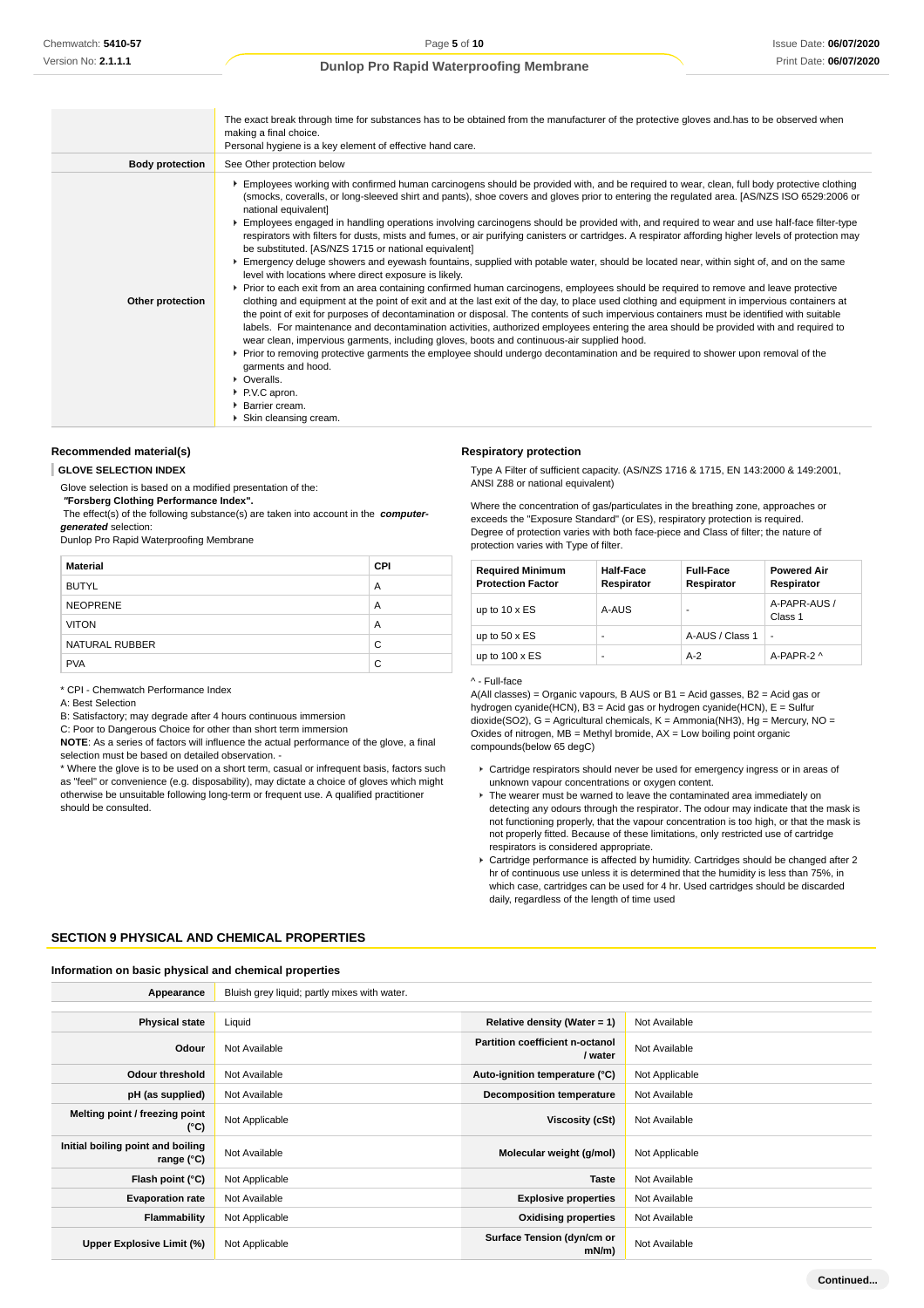| | |
|---|---|
| | The exact break through time for substances has to be obtained from the manufacturer of the protective gloves and.has to be observed when making a final choice.<br>Personal hygiene is a key element of effective hand care. |
| **Body protection** | See Other protection below |
| **Other protection** | ▸ Employees working with confirmed human carcinogens should be provided with, and be required to wear, clean, full body protective clothing (smocks, coveralls, or long-sleeved shirt and pants), shoe covers and gloves prior to entering the regulated area. [AS/NZS ISO 6529:2006 or national equivalent]<br>▸ Employees engaged in handling operations involving carcinogens should be provided with, and required to wear and use half-face filter-type respirators with filters for dusts, mists and fumes, or air purifying canisters or cartridges. A respirator affording higher levels of protection may be substituted. [AS/NZS 1715 or national equivalent]<br>▸ Emergency deluge showers and eyewash fountains, supplied with potable water, should be located near, within sight of, and on the same level with locations where direct exposure is likely.<br>▸ Prior to each exit from an area containing confirmed human carcinogens, employees should be required to remove and leave protective clothing and equipment at the point of exit and at the last exit of the day, to place used clothing and equipment in impervious containers at the point of exit for purposes of decontamination or disposal. The contents of such impervious containers must be identified with suitable labels. For maintenance and decontamination activities, authorized employees entering the area should be provided with and required to wear clean, impervious garments, including gloves, boots and continuous-air supplied hood.<br>▸ Prior to removing protective garments the employee should undergo decontamination and be required to shower upon removal of the garments and hood.<br>▸ Overalls.<br>▸ P.V.C apron.<br>▸ Barrier cream.<br>▸ Skin cleansing cream. |

### Recommended material(s)

**GLOVE SELECTION INDEX**

Glove selection is based on a modified presentation of the:
***"Forsberg Clothing Performance Index".***
The effect(s) of the following substance(s) are taken into account in the ***computer-generated*** selection:
Dunlop Pro Rapid Waterproofing Membrane

| Material | CPI |
|---|---|
| BUTYL | A |
| NEOPRENE | A |
| VITON | A |
| NATURAL RUBBER | C |
| PVA | C |

* CPI - Chemwatch Performance Index
A: Best Selection
B: Satisfactory; may degrade after 4 hours continuous immersion
C: Poor to Dangerous Choice for other than short term immersion
**NOTE**: As a series of factors will influence the actual performance of the glove, a final selection must be based on detailed observation. -
* Where the glove is to be used on a short term, casual or infrequent basis, factors such as "feel" or convenience (e.g. disposability), may dictate a choice of gloves which might otherwise be unsuitable following long-term or frequent use. A qualified practitioner should be consulted.

### Respiratory protection

Type A Filter of sufficient capacity. (AS/NZS 1716 & 1715, EN 143:2000 & 149:2001, ANSI Z88 or national equivalent)

Where the concentration of gas/particulates in the breathing zone, approaches or exceeds the "Exposure Standard" (or ES), respiratory protection is required.
Degree of protection varies with both face-piece and Class of filter; the nature of protection varies with Type of filter.

| Required Minimum Protection Factor | Half-Face Respirator | Full-Face Respirator | Powered Air Respirator |
|---|---|---|---|
| up to 10 x ES | A-AUS | - | A-PAPR-AUS / Class 1 |
| up to 50 x ES | - | A-AUS / Class 1 | - |
| up to 100 x ES | - | A-2 | A-PAPR-2 ^ |

^ - Full-face
A(All classes) = Organic vapours, B AUS or B1 = Acid gasses, B2 = Acid gas or hydrogen cyanide(HCN), B3 = Acid gas or hydrogen cyanide(HCN), E = Sulfur dioxide(SO2), G = Agricultural chemicals, K = Ammonia(NH3), Hg = Mercury, NO = Oxides of nitrogen, MB = Methyl bromide, AX = Low boiling point organic compounds(below 65 degC)

- Cartridge respirators should never be used for emergency ingress or in areas of unknown vapour concentrations or oxygen content.
- The wearer must be warned to leave the contaminated area immediately on detecting any odours through the respirator. The odour may indicate that the mask is not functioning properly, that the vapour concentration is too high, or that the mask is not properly fitted. Because of these limitations, only restricted use of cartridge respirators is considered appropriate.
- Cartridge performance is affected by humidity. Cartridges should be changed after 2 hr of continuous use unless it is determined that the humidity is less than 75%, in which case, cartridges can be used for 4 hr. Used cartridges should be discarded daily, regardless of the length of time used

## SECTION 9 PHYSICAL AND CHEMICAL PROPERTIES

### Information on basic physical and chemical properties

| | | | |
|---|---|---|---|
| **Appearance** | Bluish grey liquid; partly mixes with water. | | |
| **Physical state** | Liquid | **Relative density (Water = 1)** | Not Available |
| **Odour** | Not Available | **Partition coefficient n-octanol / water** | Not Available |
| **Odour threshold** | Not Available | **Auto-ignition temperature (°C)** | Not Applicable |
| **pH (as supplied)** | Not Available | **Decomposition temperature** | Not Available |
| **Melting point / freezing point (°C)** | Not Applicable | **Viscosity (cSt)** | Not Available |
| **Initial boiling point and boiling range (°C)** | Not Available | **Molecular weight (g/mol)** | Not Applicable |
| **Flash point (°C)** | Not Applicable | **Taste** | Not Available |
| **Evaporation rate** | Not Available | **Explosive properties** | Not Available |
| **Flammability** | Not Applicable | **Oxidising properties** | Not Available |
| **Upper Explosive Limit (%)** | Not Applicable | **Surface Tension (dyn/cm or mN/m)** | Not Available |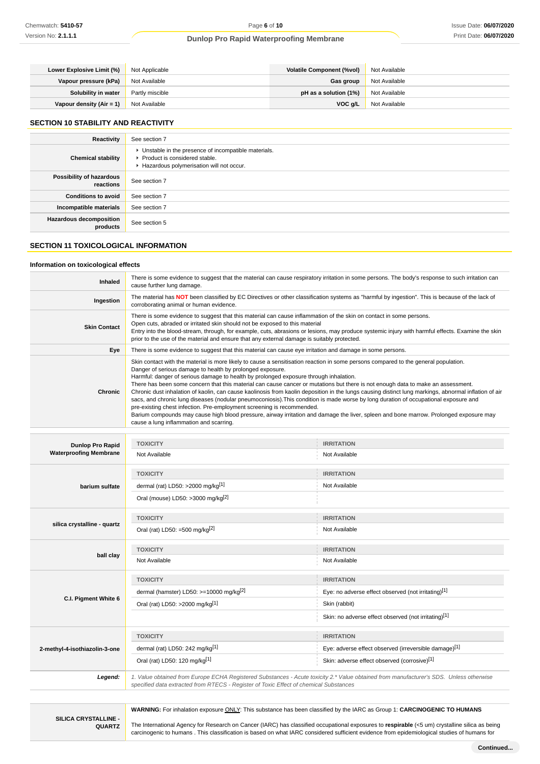| | | | |
|---|---|---|---|
| **Lower Explosive Limit (%)** | Not Applicable | **Volatile Component (%vol)** | Not Available |
| **Vapour pressure (kPa)** | Not Available | **Gas group** | Not Available |
| **Solubility in water** | Partly miscible | **pH as a solution (1%)** | Not Available |
| **Vapour density (Air = 1)** | Not Available | **VOC g/L** | Not Available |

## SECTION 10 STABILITY AND REACTIVITY

| | |
|---|---|
| **Reactivity** | See section 7 |
| **Chemical stability** | ‣ Unstable in the presence of incompatible materials.<br>‣ Product is considered stable.<br>‣ Hazardous polymerisation will not occur. |
| **Possibility of hazardous reactions** | See section 7 |
| **Conditions to avoid** | See section 7 |
| **Incompatible materials** | See section 7 |
| **Hazardous decomposition products** | See section 5 |

## SECTION 11 TOXICOLOGICAL INFORMATION

### Information on toxicological effects

| | |
|---|---|
| **Inhaled** | There is some evidence to suggest that the material can cause respiratory irritation in some persons. The body's response to such irritation can cause further lung damage. |
| **Ingestion** | The material has **NOT** been classified by EC Directives or other classification systems as "harmful by ingestion". This is because of the lack of corroborating animal or human evidence. |
| **Skin Contact** | There is some evidence to suggest that this material can cause inflammation of the skin on contact in some persons.<br>Open cuts, abraded or irritated skin should not be exposed to this material<br>Entry into the blood-stream, through, for example, cuts, abrasions or lesions, may produce systemic injury with harmful effects. Examine the skin prior to the use of the material and ensure that any external damage is suitably protected. |
| **Eye** | There is some evidence to suggest that this material can cause eye irritation and damage in some persons. |
| **Chronic** | Skin contact with the material is more likely to cause a sensitisation reaction in some persons compared to the general population.<br>Danger of serious damage to health by prolonged exposure.<br>Harmful: danger of serious damage to health by prolonged exposure through inhalation.<br>There has been some concern that this material can cause cancer or mutations but there is not enough data to make an assessment.<br>Chronic dust inhalation of kaolin, can cause kaolinosis from kaolin deposition in the lungs causing distinct lung markings, abnormal inflation of air sacs, and chronic lung diseases (nodular pneumoconiosis).This condition is made worse by long duration of occupational exposure and pre-existing chest infection. Pre-employment screening is recommended.<br>Barium compounds may cause high blood pressure, airway irritation and damage the liver, spleen and bone marrow. Prolonged exposure may cause a lung inflammation and scarring. |

| | TOXICITY | IRRITATION |
|---|---|---|
| **Dunlop Pro Rapid Waterproofing Membrane** | Not Available | Not Available |
| **barium sulfate** | dermal (rat) LD50: >2000 mg/kg[1] | Not Available |
| | Oral (mouse) LD50: >3000 mg/kg[2] | |
| **silica crystalline - quartz** | Oral (rat) LD50: =500 mg/kg[2] | Not Available |
| **ball clay** | Not Available | Not Available |
| **C.I. Pigment White 6** | dermal (hamster) LD50: >=10000 mg/kg[2] | Eye: no adverse effect observed (not irritating)[1] |
| | Oral (rat) LD50: >2000 mg/kg[1] | Skin (rabbit) |
| | | Skin: no adverse effect observed (not irritating)[1] |
| **2-methyl-4-isothiazolin-3-one** | dermal (rat) LD50: 242 mg/kg[1] | Eye: adverse effect observed (irreversible damage)[1] |
| | Oral (rat) LD50: 120 mg/kg[1] | Skin: adverse effect observed (corrosive)[1] |
| ***Legend:*** | *1. Value obtained from Europe ECHA Registered Substances - Acute toxicity 2.* Value obtained from manufacturer's SDS. Unless otherwise specified data extracted from RTECS - Register of Toxic Effect of chemical Substances* | |

| | |
|---|---|
| **SILICA CRYSTALLINE - QUARTZ** | **WARNING:** For inhalation exposure ONLY: This substance has been classified by the IARC as Group 1: **CARCINOGENIC TO HUMANS**<br><br>The International Agency for Research on Cancer (IARC) has classified occupational exposures to **respirable** (<5 um) crystalline silica as being carcinogenic to humans . This classification is based on what IARC considered sufficient evidence from epidemiological studies of humans for |

**Continued...**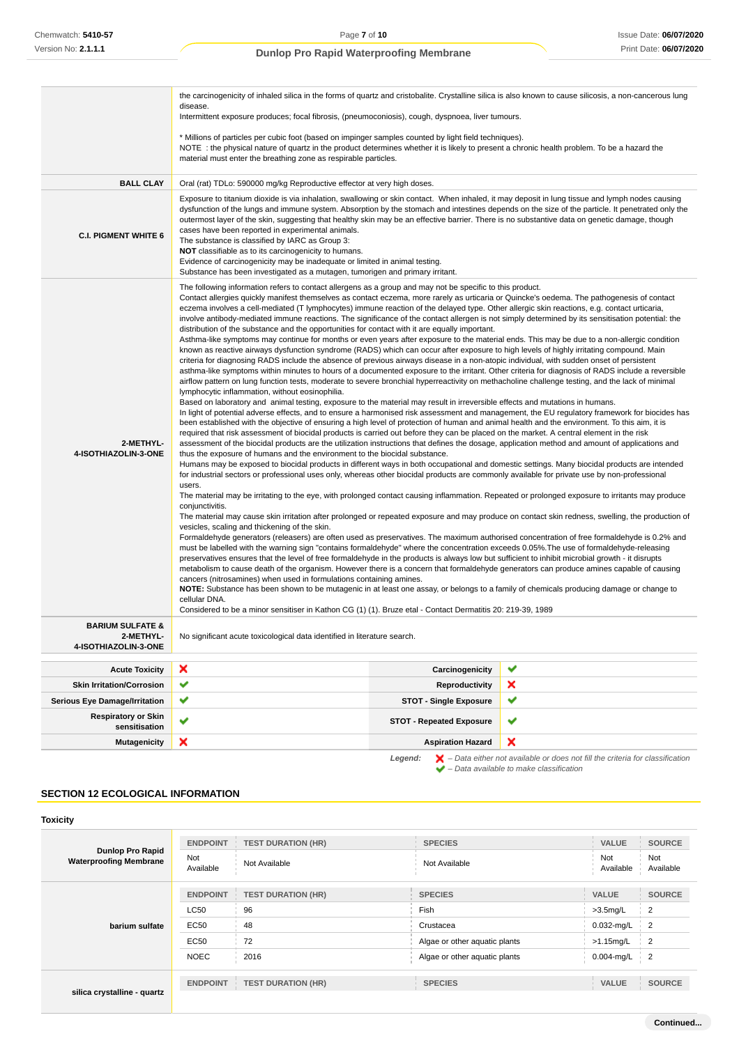| | |
|---|---|
| | the carcinogenicity of inhaled silica in the forms of quartz and cristobalite. Crystalline silica is also known to cause silicosis, a non-cancerous lung disease.<br>Intermittent exposure produces; focal fibrosis, (pneumoconiosis), cough, dyspnoea, liver tumours.<br><br>* Millions of particles per cubic foot (based on impinger samples counted by light field techniques).<br>NOTE : the physical nature of quartz in the product determines whether it is likely to present a chronic health problem. To be a hazard the material must enter the breathing zone as respirable particles. |
| **BALL CLAY** | Oral (rat) TDLo: 590000 mg/kg Reproductive effector at very high doses. |
| **C.I. PIGMENT WHITE 6** | Exposure to titanium dioxide is via inhalation, swallowing or skin contact. When inhaled, it may deposit in lung tissue and lymph nodes causing dysfunction of the lungs and immune system. Absorption by the stomach and intestines depends on the size of the particle. It penetrated only the outermost layer of the skin, suggesting that healthy skin may be an effective barrier. There is no substantive data on genetic damage, though cases have been reported in experimental animals.<br>The substance is classified by IARC as Group 3:<br>**NOT** classifiable as to its carcinogenicity to humans.<br>Evidence of carcinogenicity may be inadequate or limited in animal testing.<br>Substance has been investigated as a mutagen, tumorigen and primary irritant. |
| **2-METHYL-4-ISOTHIAZOLIN-3-ONE** | The following information refers to contact allergens as a group and may not be specific to this product.<br>Contact allergies quickly manifest themselves as contact eczema, more rarely as urticaria or Quincke's oedema. The pathogenesis of contact eczema involves a cell-mediated (T lymphocytes) immune reaction of the delayed type. Other allergic skin reactions, e.g. contact urticaria, involve antibody-mediated immune reactions. The significance of the contact allergen is not simply determined by its sensitisation potential: the distribution of the substance and the opportunities for contact with it are equally important.<br>Asthma-like symptoms may continue for months or even years after exposure to the material ends. This may be due to a non-allergic condition known as reactive airways dysfunction syndrome (RADS) which can occur after exposure to high levels of highly irritating compound. Main criteria for diagnosing RADS include the absence of previous airways disease in a non-atopic individual, with sudden onset of persistent asthma-like symptoms within minutes to hours of a documented exposure to the irritant. Other criteria for diagnosis of RADS include a reversible airflow pattern on lung function tests, moderate to severe bronchial hyperreactivity on methacholine challenge testing, and the lack of minimal lymphocytic inflammation, without eosinophilia.<br>Based on laboratory and animal testing, exposure to the material may result in irreversible effects and mutations in humans.<br>In light of potential adverse effects, and to ensure a harmonised risk assessment and management, the EU regulatory framework for biocides has been established with the objective of ensuring a high level of protection of human and animal health and the environment. To this aim, it is required that risk assessment of biocidal products is carried out before they can be placed on the market. A central element in the risk assessment of the biocidal products are the utilization instructions that defines the dosage, application method and amount of applications and thus the exposure of humans and the environment to the biocidal substance.<br>Humans may be exposed to biocidal products in different ways in both occupational and domestic settings. Many biocidal products are intended for industrial sectors or professional uses only, whereas other biocidal products are commonly available for private use by non-professional users.<br>The material may be irritating to the eye, with prolonged contact causing inflammation. Repeated or prolonged exposure to irritants may produce conjunctivitis.<br>The material may cause skin irritation after prolonged or repeated exposure and may produce on contact skin redness, swelling, the production of vesicles, scaling and thickening of the skin.<br>Formaldehyde generators (releasers) are often used as preservatives. The maximum authorised concentration of free formaldehyde is 0.2% and must be labelled with the warning sign "contains formaldehyde" where the concentration exceeds 0.05%.The use of formaldehyde-releasing preservatives ensures that the level of free formaldehyde in the products is always low but sufficient to inhibit microbial growth - it disrupts metabolism to cause death of the organism. However there is a concern that formaldehyde generators can produce amines capable of causing cancers (nitrosamines) when used in formulations containing amines.<br>**NOTE:** Substance has been shown to be mutagenic in at least one assay, or belongs to a family of chemicals producing damage or change to cellular DNA.<br>Considered to be a minor sensitiser in Kathon CG (1) (1). Bruze etal - Contact Dermatitis 20: 219-39, 1989 |
| **BARIUM SULFATE & 2-METHYL-4-ISOTHIAZOLIN-3-ONE** | No significant acute toxicological data identified in literature search. |

| | | | |
|---|---|---|---|
| **Acute Toxicity** | ✘ | **Carcinogenicity** | ✔ |
| **Skin Irritation/Corrosion** | ✔ | **Reproductivity** | ✘ |
| **Serious Eye Damage/Irritation** | ✔ | **STOT - Single Exposure** | ✔ |
| **Respiratory or Skin sensitisation** | ✔ | **STOT - Repeated Exposure** | ✔ |
| **Mutagenicity** | ✘ | **Aspiration Hazard** | ✘ |

***Legend:*** ✘ *– Data either not available or does not fill the criteria for classification*
✔ *– Data available to make classification*

## SECTION 12 ECOLOGICAL INFORMATION

### Toxicity

**Dunlop Pro Rapid Waterproofing Membrane**

| ENDPOINT | TEST DURATION (HR) | SPECIES | VALUE | SOURCE |
|---|---|---|---|---|
| Not Available | Not Available | Not Available | Not Available | Not Available |

**barium sulfate**

| ENDPOINT | TEST DURATION (HR) | SPECIES | VALUE | SOURCE |
|---|---|---|---|---|
| LC50 | 96 | Fish | >3.5mg/L | 2 |
| EC50 | 48 | Crustacea | 0.032-mg/L | 2 |
| EC50 | 72 | Algae or other aquatic plants | >1.15mg/L | 2 |
| NOEC | 2016 | Algae or other aquatic plants | 0.004-mg/L | 2 |

**silica crystalline - quartz**

| ENDPOINT | TEST DURATION (HR) | SPECIES | VALUE | SOURCE |
|---|---|---|---|---|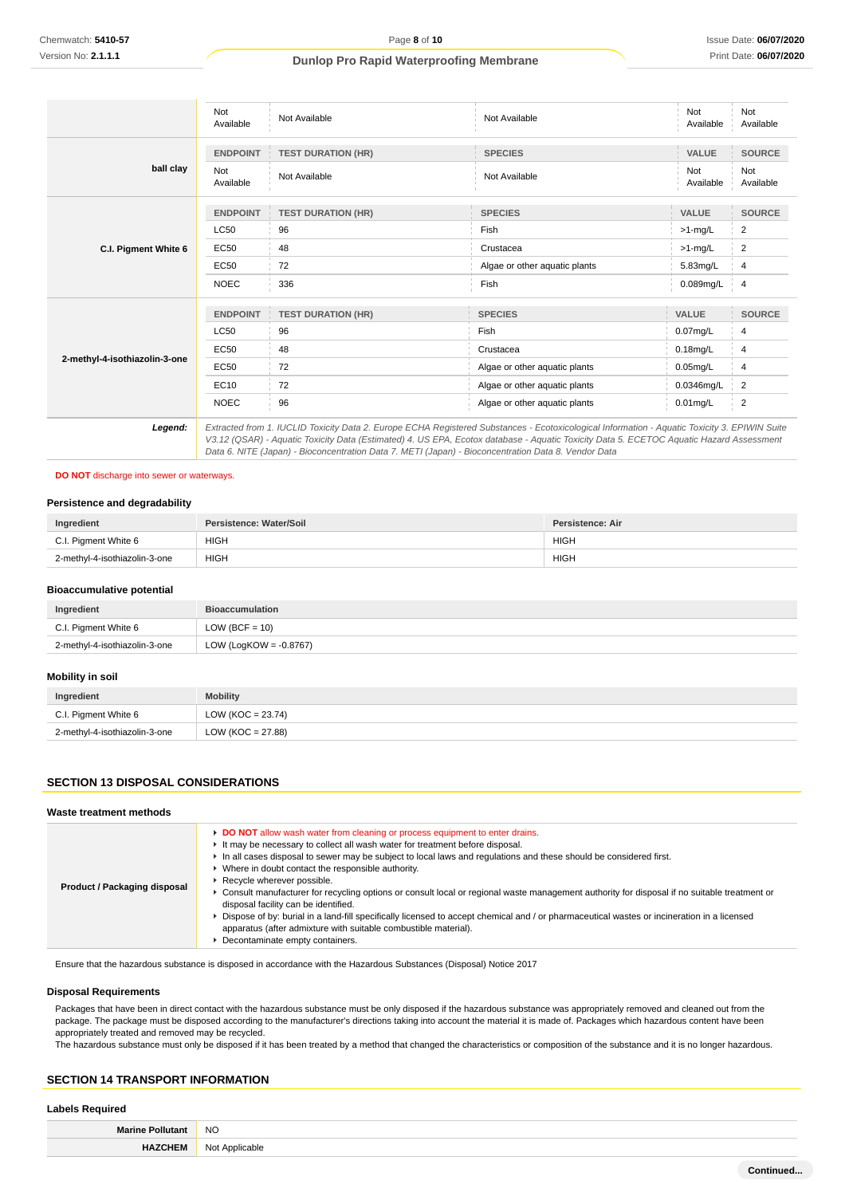| | ENDPOINT | TEST DURATION (HR) | SPECIES | VALUE | SOURCE |
|---|---|---|---|---|---|
| | Not Available | Not Available | Not Available | Not Available | Not Available |
| **ball clay** | **ENDPOINT** | **TEST DURATION (HR)** | **SPECIES** | **VALUE** | **SOURCE** |
| | Not Available | Not Available | Not Available | Not Available | Not Available |
| **C.I. Pigment White 6** | **ENDPOINT** | **TEST DURATION (HR)** | **SPECIES** | **VALUE** | **SOURCE** |
| | LC50 | 96 | Fish | >1-mg/L | 2 |
| | EC50 | 48 | Crustacea | >1-mg/L | 2 |
| | EC50 | 72 | Algae or other aquatic plants | 5.83mg/L | 4 |
| | NOEC | 336 | Fish | 0.089mg/L | 4 |
| **2-methyl-4-isothiazolin-3-one** | **ENDPOINT** | **TEST DURATION (HR)** | **SPECIES** | **VALUE** | **SOURCE** |
| | LC50 | 96 | Fish | 0.07mg/L | 4 |
| | EC50 | 48 | Crustacea | 0.18mg/L | 4 |
| | EC50 | 72 | Algae or other aquatic plants | 0.05mg/L | 4 |
| | EC10 | 72 | Algae or other aquatic plants | 0.0346mg/L | 2 |
| | NOEC | 96 | Algae or other aquatic plants | 0.01mg/L | 2 |

***Legend:*** *Extracted from 1. IUCLID Toxicity Data 2. Europe ECHA Registered Substances - Ecotoxicological Information - Aquatic Toxicity 3. EPIWIN Suite V3.12 (QSAR) - Aquatic Toxicity Data (Estimated) 4. US EPA, Ecotox database - Aquatic Toxicity Data 5. ECETOC Aquatic Hazard Assessment Data 6. NITE (Japan) - Bioconcentration Data 7. METI (Japan) - Bioconcentration Data 8. Vendor Data*

**DO NOT** discharge into sewer or waterways.

### Persistence and degradability

| Ingredient | Persistence: Water/Soil | Persistence: Air |
|---|---|---|
| C.I. Pigment White 6 | HIGH | HIGH |
| 2-methyl-4-isothiazolin-3-one | HIGH | HIGH |

### Bioaccumulative potential

| Ingredient | Bioaccumulation |
|---|---|
| C.I. Pigment White 6 | LOW (BCF = 10) |
| 2-methyl-4-isothiazolin-3-one | LOW (LogKOW = -0.8767) |

### Mobility in soil

| Ingredient | Mobility |
|---|---|
| C.I. Pigment White 6 | LOW (KOC = 23.74) |
| 2-methyl-4-isothiazolin-3-one | LOW (KOC = 27.88) |

## SECTION 13 DISPOSAL CONSIDERATIONS

### Waste treatment methods

**Product / Packaging disposal**

- **DO NOT** allow wash water from cleaning or process equipment to enter drains.
- It may be necessary to collect all wash water for treatment before disposal.
- In all cases disposal to sewer may be subject to local laws and regulations and these should be considered first.
- Where in doubt contact the responsible authority.
- Recycle wherever possible.
- Consult manufacturer for recycling options or consult local or regional waste management authority for disposal if no suitable treatment or disposal facility can be identified.
- Dispose of by: burial in a land-fill specifically licensed to accept chemical and / or pharmaceutical wastes or incineration in a licensed apparatus (after admixture with suitable combustible material).
- Decontaminate empty containers.

Ensure that the hazardous substance is disposed in accordance with the Hazardous Substances (Disposal) Notice 2017

### Disposal Requirements

Packages that have been in direct contact with the hazardous substance must be only disposed if the hazardous substance was appropriately removed and cleaned out from the package. The package must be disposed according to the manufacturer's directions taking into account the material it is made of. Packages which hazardous content have been appropriately treated and removed may be recycled.
The hazardous substance must only be disposed if it has been treated by a method that changed the characteristics or composition of the substance and it is no longer hazardous.

## SECTION 14 TRANSPORT INFORMATION

### Labels Required

| | |
|---|---|
| **Marine Pollutant** | NO |
| **HAZCHEM** | Not Applicable |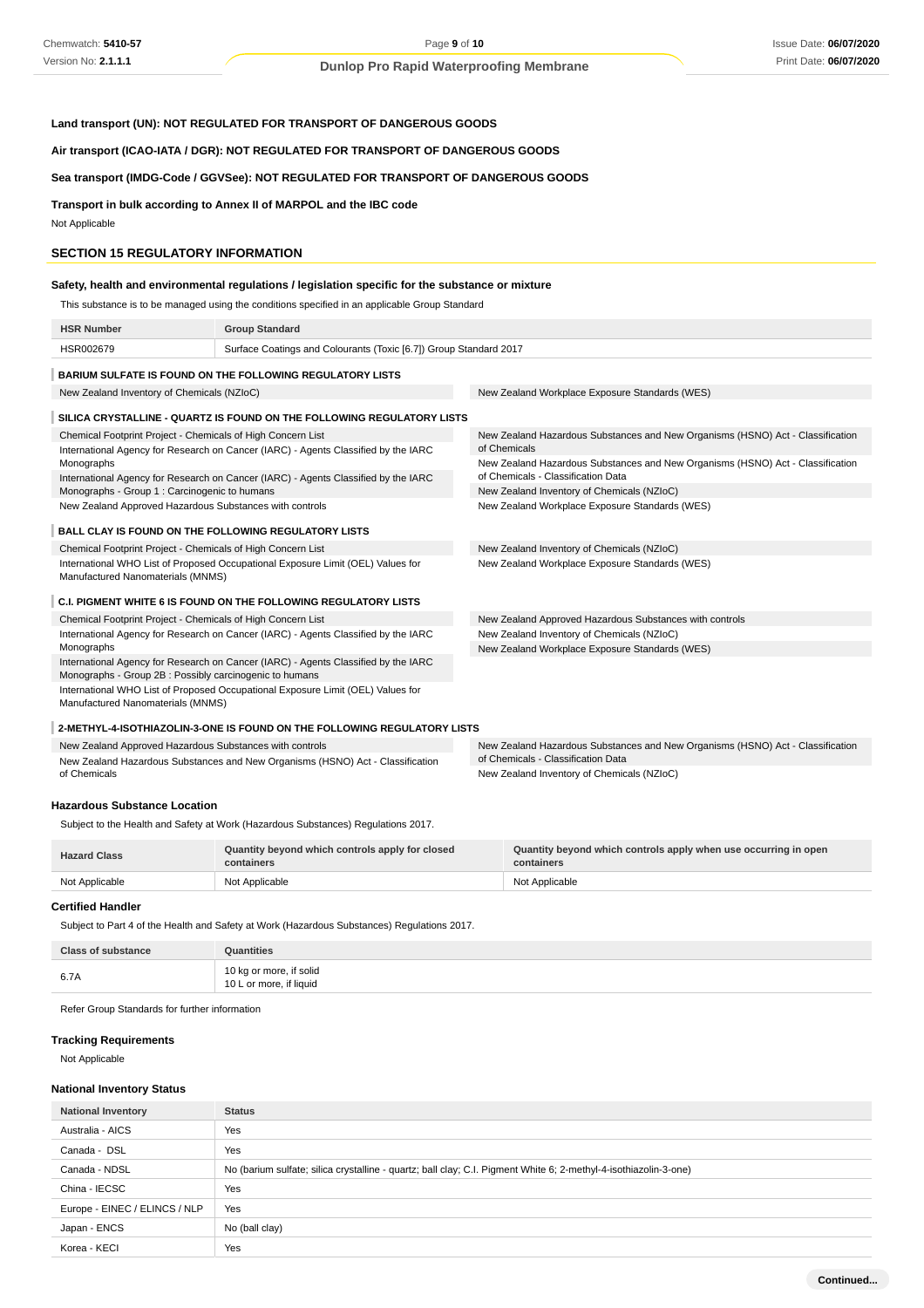**Land transport (UN): NOT REGULATED FOR TRANSPORT OF DANGEROUS GOODS**

**Air transport (ICAO-IATA / DGR): NOT REGULATED FOR TRANSPORT OF DANGEROUS GOODS**

**Sea transport (IMDG-Code / GGVSee): NOT REGULATED FOR TRANSPORT OF DANGEROUS GOODS**

**Transport in bulk according to Annex II of MARPOL and the IBC code**

Not Applicable

## SECTION 15 REGULATORY INFORMATION

### Safety, health and environmental regulations / legislation specific for the substance or mixture

This substance is to be managed using the conditions specified in an applicable Group Standard

| HSR Number | Group Standard |
|---|---|
| HSR002679 | Surface Coatings and Colourants (Toxic [6.7]) Group Standard 2017 |

**BARIUM SULFATE IS FOUND ON THE FOLLOWING REGULATORY LISTS**

- New Zealand Inventory of Chemicals (NZIoC)
- New Zealand Workplace Exposure Standards (WES)

**SILICA CRYSTALLINE - QUARTZ IS FOUND ON THE FOLLOWING REGULATORY LISTS**

- Chemical Footprint Project - Chemicals of High Concern List
- International Agency for Research on Cancer (IARC) - Agents Classified by the IARC Monographs
- International Agency for Research on Cancer (IARC) - Agents Classified by the IARC Monographs - Group 1 : Carcinogenic to humans
- New Zealand Approved Hazardous Substances with controls
- New Zealand Hazardous Substances and New Organisms (HSNO) Act - Classification of Chemicals
- New Zealand Hazardous Substances and New Organisms (HSNO) Act - Classification of Chemicals - Classification Data
- New Zealand Inventory of Chemicals (NZIoC)
- New Zealand Workplace Exposure Standards (WES)

**BALL CLAY IS FOUND ON THE FOLLOWING REGULATORY LISTS**

- Chemical Footprint Project - Chemicals of High Concern List
- International WHO List of Proposed Occupational Exposure Limit (OEL) Values for Manufactured Nanomaterials (MNMS)
- New Zealand Inventory of Chemicals (NZIoC)
- New Zealand Workplace Exposure Standards (WES)

**C.I. PIGMENT WHITE 6 IS FOUND ON THE FOLLOWING REGULATORY LISTS**

- Chemical Footprint Project - Chemicals of High Concern List
- International Agency for Research on Cancer (IARC) - Agents Classified by the IARC Monographs
- International Agency for Research on Cancer (IARC) - Agents Classified by the IARC Monographs - Group 2B : Possibly carcinogenic to humans
- International WHO List of Proposed Occupational Exposure Limit (OEL) Values for Manufactured Nanomaterials (MNMS)
- New Zealand Approved Hazardous Substances with controls
- New Zealand Inventory of Chemicals (NZIoC)
- New Zealand Workplace Exposure Standards (WES)

**2-METHYL-4-ISOTHIAZOLIN-3-ONE IS FOUND ON THE FOLLOWING REGULATORY LISTS**

- New Zealand Approved Hazardous Substances with controls
- New Zealand Hazardous Substances and New Organisms (HSNO) Act - Classification of Chemicals
- New Zealand Hazardous Substances and New Organisms (HSNO) Act - Classification of Chemicals - Classification Data
- New Zealand Inventory of Chemicals (NZIoC)

### Hazardous Substance Location

Subject to the Health and Safety at Work (Hazardous Substances) Regulations 2017.

| Hazard Class | Quantity beyond which controls apply for closed containers | Quantity beyond which controls apply when use occurring in open containers |
|---|---|---|
| Not Applicable | Not Applicable | Not Applicable |

### Certified Handler

Subject to Part 4 of the Health and Safety at Work (Hazardous Substances) Regulations 2017.

| Class of substance | Quantities |
|---|---|
| 6.7A | 10 kg or more, if solid<br>10 L or more, if liquid |

Refer Group Standards for further information

### Tracking Requirements

Not Applicable

### National Inventory Status

| National Inventory | Status |
|---|---|
| Australia - AICS | Yes |
| Canada - DSL | Yes |
| Canada - NDSL | No (barium sulfate; silica crystalline - quartz; ball clay; C.I. Pigment White 6; 2-methyl-4-isothiazolin-3-one) |
| China - IECSC | Yes |
| Europe - EINEC / ELINCS / NLP | Yes |
| Japan - ENCS | No (ball clay) |
| Korea - KECI | Yes |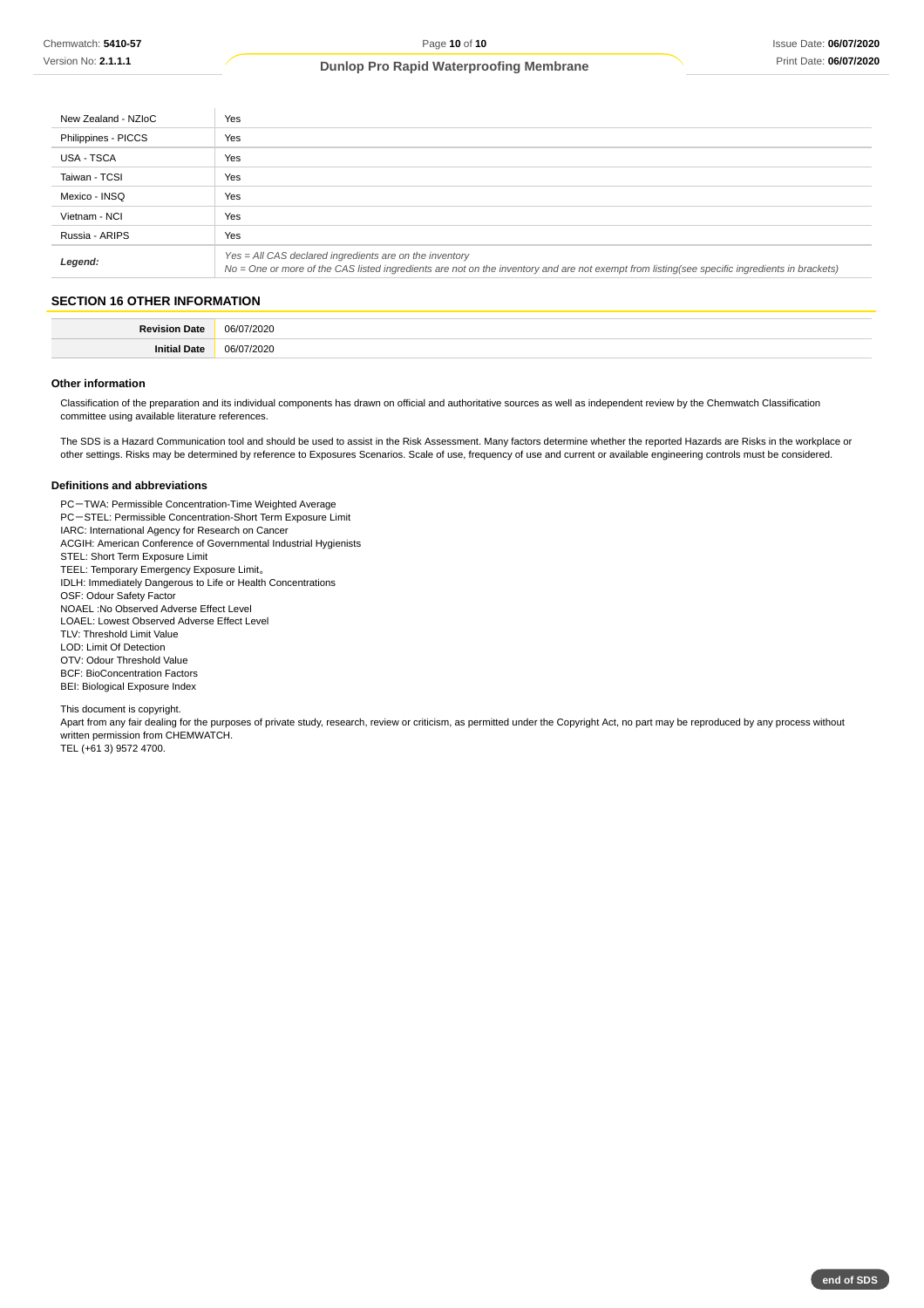| | |
|---|---|
| New Zealand - NZIoC | Yes |
| Philippines - PICCS | Yes |
| USA - TSCA | Yes |
| Taiwan - TCSI | Yes |
| Mexico - INSQ | Yes |
| Vietnam - NCI | Yes |
| Russia - ARIPS | Yes |
| ***Legend:*** | *Yes = All CAS declared ingredients are on the inventory*<br>*No = One or more of the CAS listed ingredients are not on the inventory and are not exempt from listing(see specific ingredients in brackets)* |

## SECTION 16 OTHER INFORMATION

| | |
|---|---|
| **Revision Date** | 06/07/2020 |
| **Initial Date** | 06/07/2020 |

### Other information

Classification of the preparation and its individual components has drawn on official and authoritative sources as well as independent review by the Chemwatch Classification committee using available literature references.

The SDS is a Hazard Communication tool and should be used to assist in the Risk Assessment. Many factors determine whether the reported Hazards are Risks in the workplace or other settings. Risks may be determined by reference to Exposures Scenarios. Scale of use, frequency of use and current or available engineering controls must be considered.

### Definitions and abbreviations

PC－TWA: Permissible Concentration-Time Weighted Average
PC－STEL: Permissible Concentration-Short Term Exposure Limit
IARC: International Agency for Research on Cancer
ACGIH: American Conference of Governmental Industrial Hygienists
STEL: Short Term Exposure Limit
TEEL: Temporary Emergency Exposure Limit。
IDLH: Immediately Dangerous to Life or Health Concentrations
OSF: Odour Safety Factor
NOAEL :No Observed Adverse Effect Level
LOAEL: Lowest Observed Adverse Effect Level
TLV: Threshold Limit Value
LOD: Limit Of Detection
OTV: Odour Threshold Value
BCF: BioConcentration Factors
BEI: Biological Exposure Index

This document is copyright.
Apart from any fair dealing for the purposes of private study, research, review or criticism, as permitted under the Copyright Act, no part may be reproduced by any process without written permission from CHEMWATCH.
TEL (+61 3) 9572 4700.

**end of SDS**